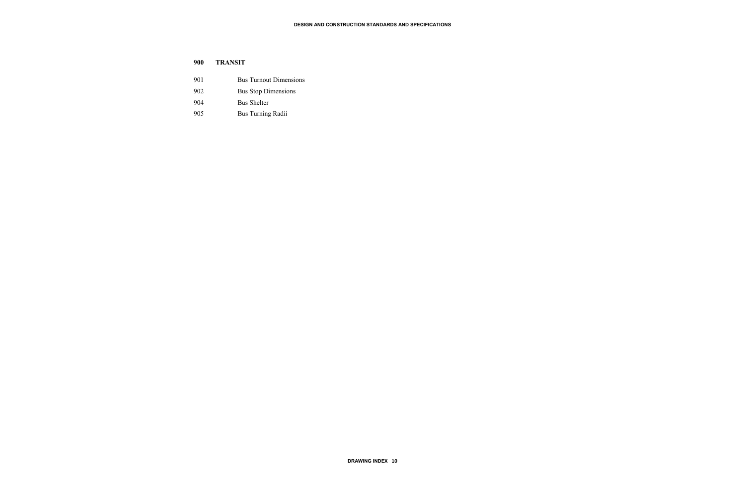## 900 TRANSIT

| | |
|---|---|
| 901 | Bus Turnout Dimensions |
| 902 | Bus Stop Dimensions |
| 904 | Bus Shelter |
| 905 | Bus Turning Radii |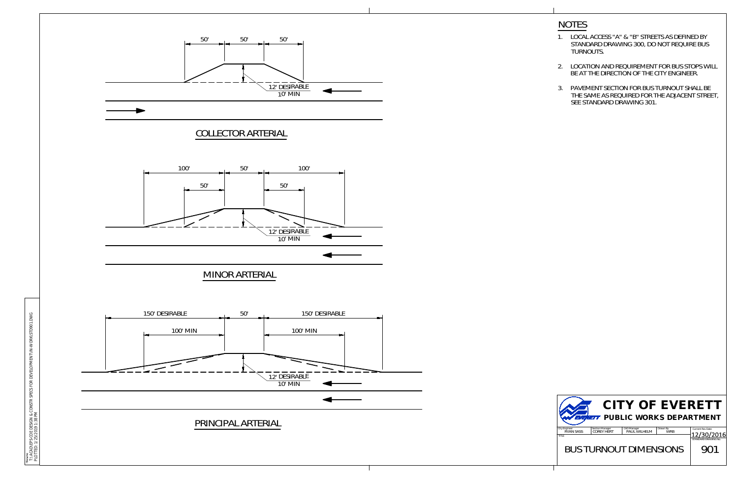50' 50' 50'

12' DESIRABLE
10' MIN

## COLLECTOR ARTERIAL

100' 50' 100'

50' 50'

12' DESIRABLE
10' MIN

## MINOR ARTERIAL

150' DESIRABLE 50' 150' DESIRABLE

100' MIN 100' MIN

12' DESIRABLE
10' MIN

## PRINCIPAL ARTERIAL

## NOTES

1. LOCAL ACCESS "A" & "B" STREETS AS DEFINED BY STANDARD DRAWING 300, DO NOT REQUIRE BUS TURNOUTS.
2. LOCATION AND REQUIREMENT FOR BUS STOPS WILL BE AT THE DIRECTION OF THE CITY ENGINEER.
3. PAVEMENT SECTION FOR BUS TURNOUT SHALL BE THE SAME AS REQUIRED FOR THE ADJACENT STREET, SEE STANDARD DRAWING 301.

**CITY OF EVERETT**
**PUBLIC WORKS DEPARTMENT**

| City Engineer | Section Manager | CAD Manager | Drawn By | Current Rev Date |
|---|---|---|---|---|
| RYAN SASS | COREY HERT | PAUL WILHELM | WRB | 12/30/2016 |

TITLE: BUS TURNOUT DIMENSIONS

STANDARD DRAWING NO. 901

Filename: T:\ACAD\EPS-COE DESIGN & CONSTR SPECS FOR DEVELOPMENT\N-WORK\STD901.DWG
PLOTTED: 1/25/2019 1:38 PM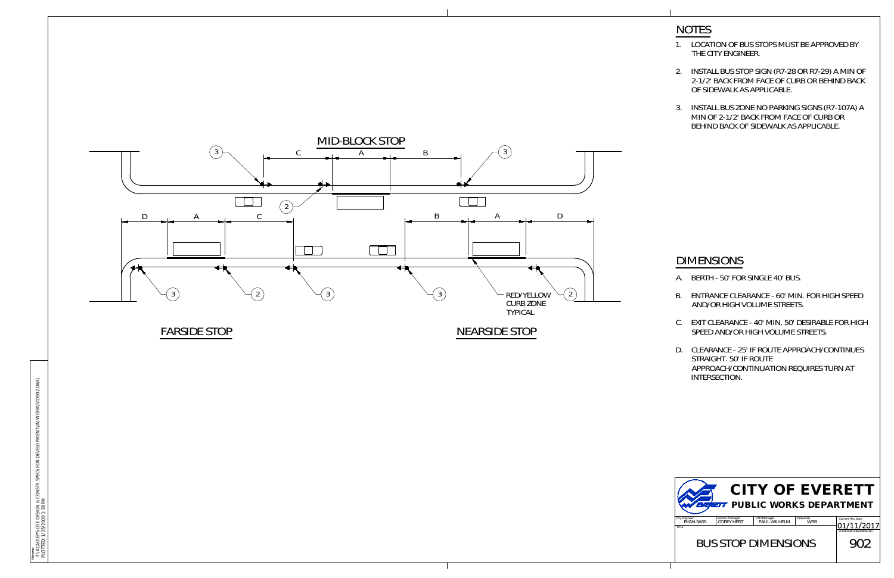## NOTES

1. LOCATION OF BUS STOPS MUST BE APPROVED BY THE CITY ENGINEER.
2. INSTALL BUS STOP SIGN (R7-28 OR R7-29) A MIN OF 2-1/2' BACK FROM FACE OF CURB OR BEHIND BACK OF SIDEWALK AS APPLICABLE.
3. INSTALL BUS ZONE NO PARKING SIGNS (R7-107A) A MIN OF 2-1/2' BACK FROM FACE OF CURB OR BEHIND BACK OF SIDEWALK AS APPLICABLE.

MID-BLOCK STOP

C A B

3 2 3

D A C B A D

3 2 3 3 2

RED/YELLOW CURB ZONE TYPICAL

FARSIDE STOP

NEARSIDE STOP

## DIMENSIONS

A. BERTH - 50' FOR SINGLE 40' BUS.

B. ENTRANCE CLEARANCE - 60' MIN. FOR HIGH SPEED AND/OR HIGH VOLUME STREETS.

C. EXIT CLEARANCE - 40' MIN, 50' DESIRABLE FOR HIGH SPEED AND/OR HIGH VOLUME STREETS.

D. CLEARANCE - 25' IF ROUTE APPROACH/CONTINUES STRAIGHT. 50' IF ROUTE APPROACH/CONTINUATION REQUIRES TURN AT INTERSECTION.

**CITY OF EVERETT**
**PUBLIC WORKS DEPARTMENT**

| City Engineer | Section Manager | CAD Manager | Drawn By | Current Rev Date |
|---|---|---|---|---|
| RYAN SASS | COREY HERT | PAUL WILHELM | WRB | 01/11/2017 |

TITLE: BUS STOP DIMENSIONS

STANDARD DRAWING No. 902

Filename: T:\ACAD\EPS-CODE DESIGN & CONSTR SPECS FOR DEVELOPMENT\IN-WORK\STD902.DWG
PLOTTED: 1/25/2019 1:38 PM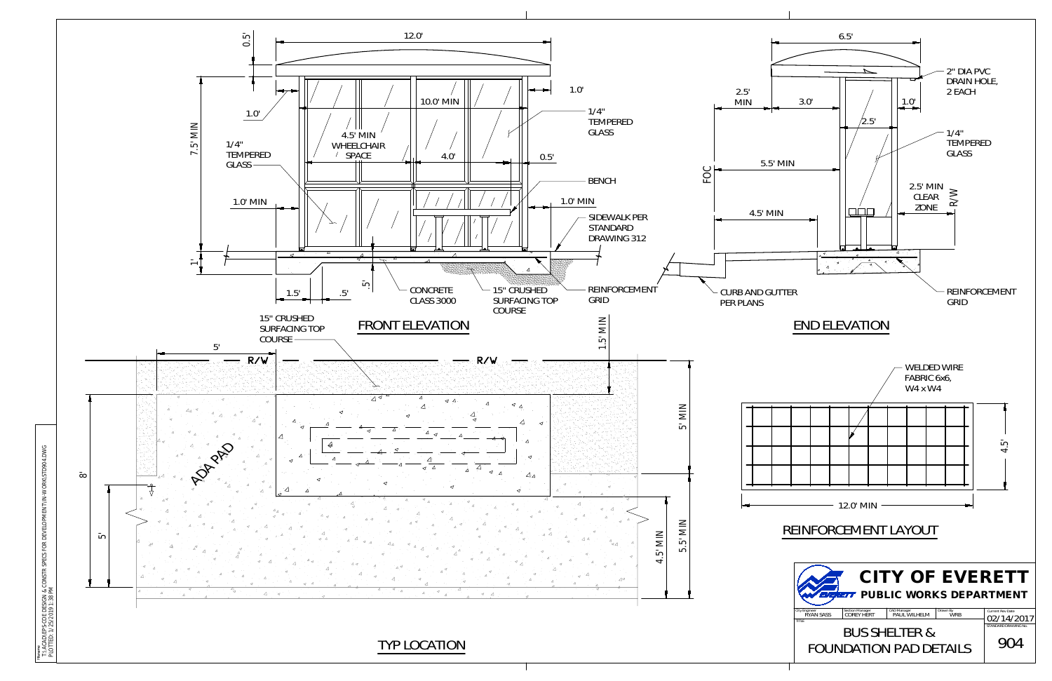## FRONT ELEVATION

- 12.0'
- 0.5'
- 7.5' MIN
- 1.0'
- 1.0'
- 10.0' MIN
- 1/4" TEMPERED GLASS
- 1/4" TEMPERED GLASS
- 4.5' MIN WHEELCHAIR SPACE
- 4.0'
- 0.5'
- BENCH
- 1.0' MIN
- 1.0' MIN
- SIDEWALK PER STANDARD DRAWING 312
- 1'
- 1.5'
- .5'
- .5'
- CONCRETE CLASS 3000
- 15" CRUSHED SURFACING TOP COURSE
- REINFORCEMENT GRID

## END ELEVATION

- 6.5'
- 2" DIA PVC DRAIN HOLE, 2 EACH
- 2.5' MIN
- 3.0'
- 1.0'
- 2.5'
- 1/4" TEMPERED GLASS
- FOC
- 5.5' MIN
- 2.5' MIN CLEAR ZONE
- R/W
- 4.5' MIN
- CURB AND GUTTER PER PLANS
- REINFORCEMENT GRID

## TYP LOCATION

- 15" CRUSHED SURFACING TOP COURSE
- 5'
- R/W
- R/W
- 1.5' MIN
- 5' MIN
- 8'
- 5'
- ADA PAD
- 4.5' MIN
- 5.5' MIN

## REINFORCEMENT LAYOUT

- WELDED WIRE FABRIC 6x6, W4 x W4
- 4.5'
- 12.0' MIN

---

**CITY OF EVERETT**
**PUBLIC WORKS DEPARTMENT**

| City Engineer | Section Manager | CAD Manager | Drawn By | Current Rev Date |
|---|---|---|---|---|
| RYAN SASS | COREY HERT | PAUL WILHELM | WRB | 02/14/2017 |

TITLE: BUS SHELTER & FOUNDATION PAD DETAILS

STANDARD DRAWING No. 904

Filename: T:\ACAD\EPS-COE DESIGN & CONSTR SPECS FOR DEVELOPMENT\W-WORKS\STD904.DWG
PLOTTED: 1/25/2019 1:38 PM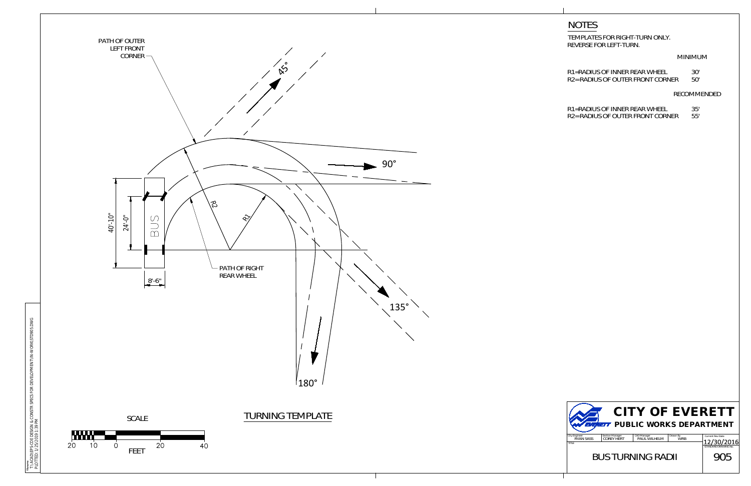## NOTES

TEMPLATES FOR RIGHT-TURN ONLY.
REVERSE FOR LEFT-TURN.

| | MINIMUM |
| --- | --- |
| R1=RADIUS OF INNER REAR WHEEL | 30' |
| R2=RADIUS OF OUTER FRONT CORNER | 50' |

| | RECOMMENDED |
| --- | --- |
| R1=RADIUS OF INNER REAR WHEEL | 35' |
| R2=RADIUS OF OUTER FRONT CORNER | 55' |

PATH OF OUTER LEFT FRONT CORNER

45°

90°

135°

180°

R2

R1

BUS

40'-10"

24'-0"

8'-6"

PATH OF RIGHT REAR WHEEL

SCALE

20 10 0 20 40

FEET

TURNING TEMPLATE

Filename: T:\ACAD\EPS-CDE DESIGN & CONSTR SPECS FOR DEVELOPMENT\IN-WORK\STD905.DWG
PLOTTED: 1/25/2019 1:39 PM

# CITY OF EVERETT

## PUBLIC WORKS DEPARTMENT

| City Engineer | Section Manager | CAD Manager | Drawn By | Current Rev Date |
| --- | --- | --- | --- | --- |
| RYAN SASS | COREY HERT | PAUL WILHELM | WRB | 12/30/2016 |

TITLE: BUS TURNING RADII

STANDARD DRAWING NO. 905